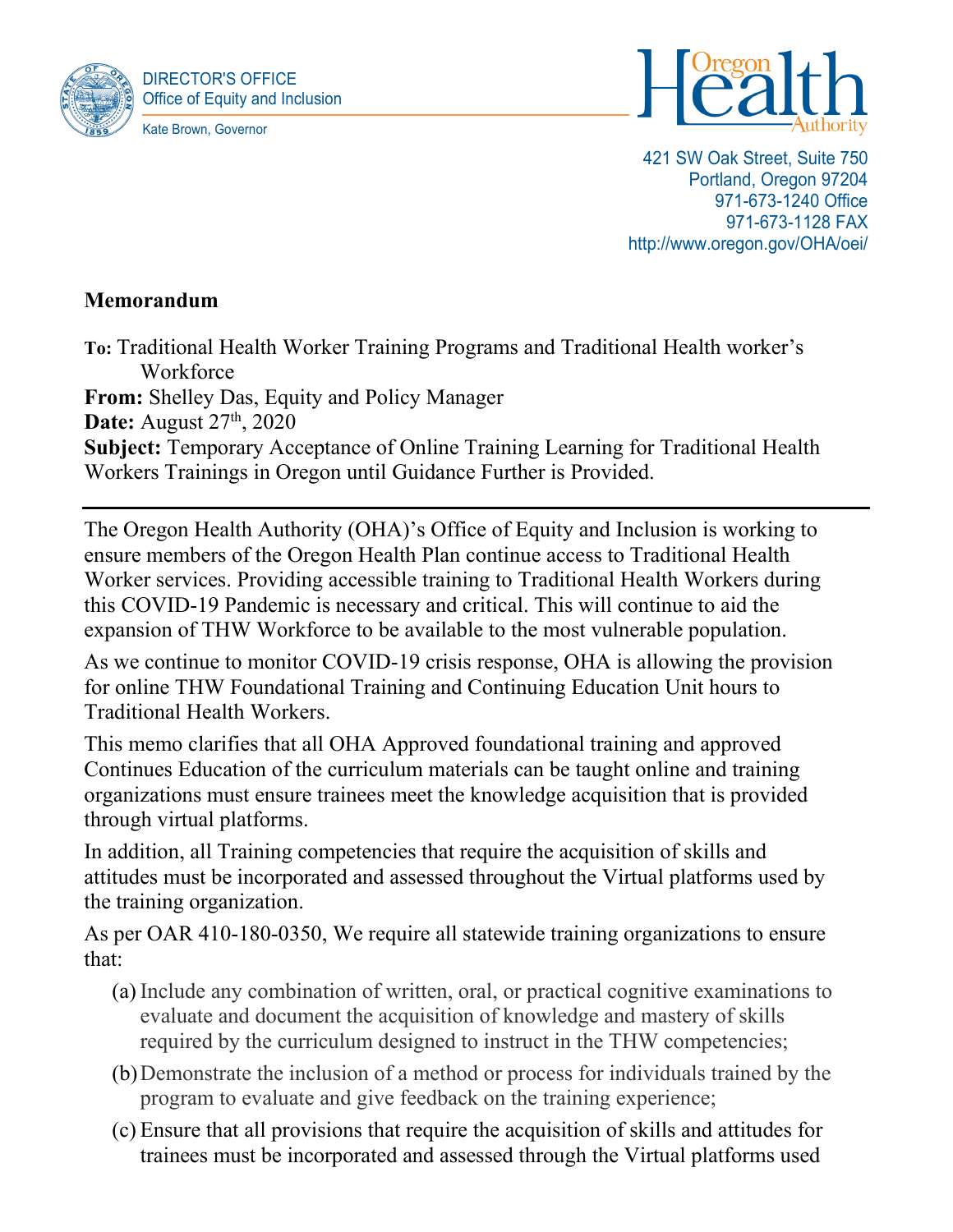DIRECTOR'S OFFICE
Office of Equity and Inclusion

Kate Brown, Governor

Oregon Health Authority

421 SW Oak Street, Suite 750
Portland, Oregon 97204
971-673-1240 Office
971-673-1128 FAX
http://www.oregon.gov/OHA/oei/

**Memorandum**

**To:** Traditional Health Worker Training Programs and Traditional Health worker's Workforce
**From:** Shelley Das, Equity and Policy Manager
**Date:** August 27th, 2020
**Subject:** Temporary Acceptance of Online Training Learning for Traditional Health Workers Trainings in Oregon until Guidance Further is Provided.

---

The Oregon Health Authority (OHA)'s Office of Equity and Inclusion is working to ensure members of the Oregon Health Plan continue access to Traditional Health Worker services. Providing accessible training to Traditional Health Workers during this COVID-19 Pandemic is necessary and critical. This will continue to aid the expansion of THW Workforce to be available to the most vulnerable population.

As we continue to monitor COVID-19 crisis response, OHA is allowing the provision for online THW Foundational Training and Continuing Education Unit hours to Traditional Health Workers.

This memo clarifies that all OHA Approved foundational training and approved Continues Education of the curriculum materials can be taught online and training organizations must ensure trainees meet the knowledge acquisition that is provided through virtual platforms.

In addition, all Training competencies that require the acquisition of skills and attitudes must be incorporated and assessed throughout the Virtual platforms used by the training organization.

As per OAR 410-180-0350, We require all statewide training organizations to ensure that:

(a) Include any combination of written, oral, or practical cognitive examinations to evaluate and document the acquisition of knowledge and mastery of skills required by the curriculum designed to instruct in the THW competencies;

(b) Demonstrate the inclusion of a method or process for individuals trained by the program to evaluate and give feedback on the training experience;

(c) Ensure that all provisions that require the acquisition of skills and attitudes for trainees must be incorporated and assessed through the Virtual platforms used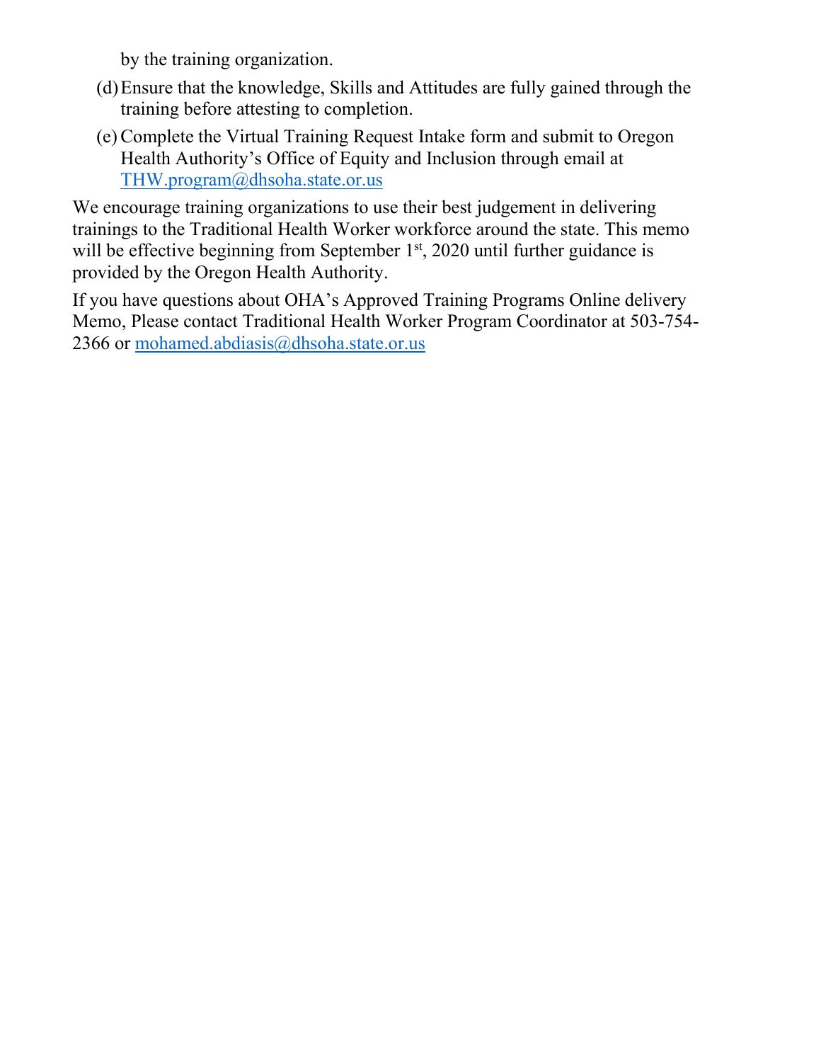by the training organization.

(d) Ensure that the knowledge, Skills and Attitudes are fully gained through the training before attesting to completion.

(e) Complete the Virtual Training Request Intake form and submit to Oregon Health Authority's Office of Equity and Inclusion through email at THW.program@dhsoha.state.or.us

We encourage training organizations to use their best judgement in delivering trainings to the Traditional Health Worker workforce around the state. This memo will be effective beginning from September 1st, 2020 until further guidance is provided by the Oregon Health Authority.

If you have questions about OHA's Approved Training Programs Online delivery Memo, Please contact Traditional Health Worker Program Coordinator at 503-754-2366 or mohamed.abdiasis@dhsoha.state.or.us